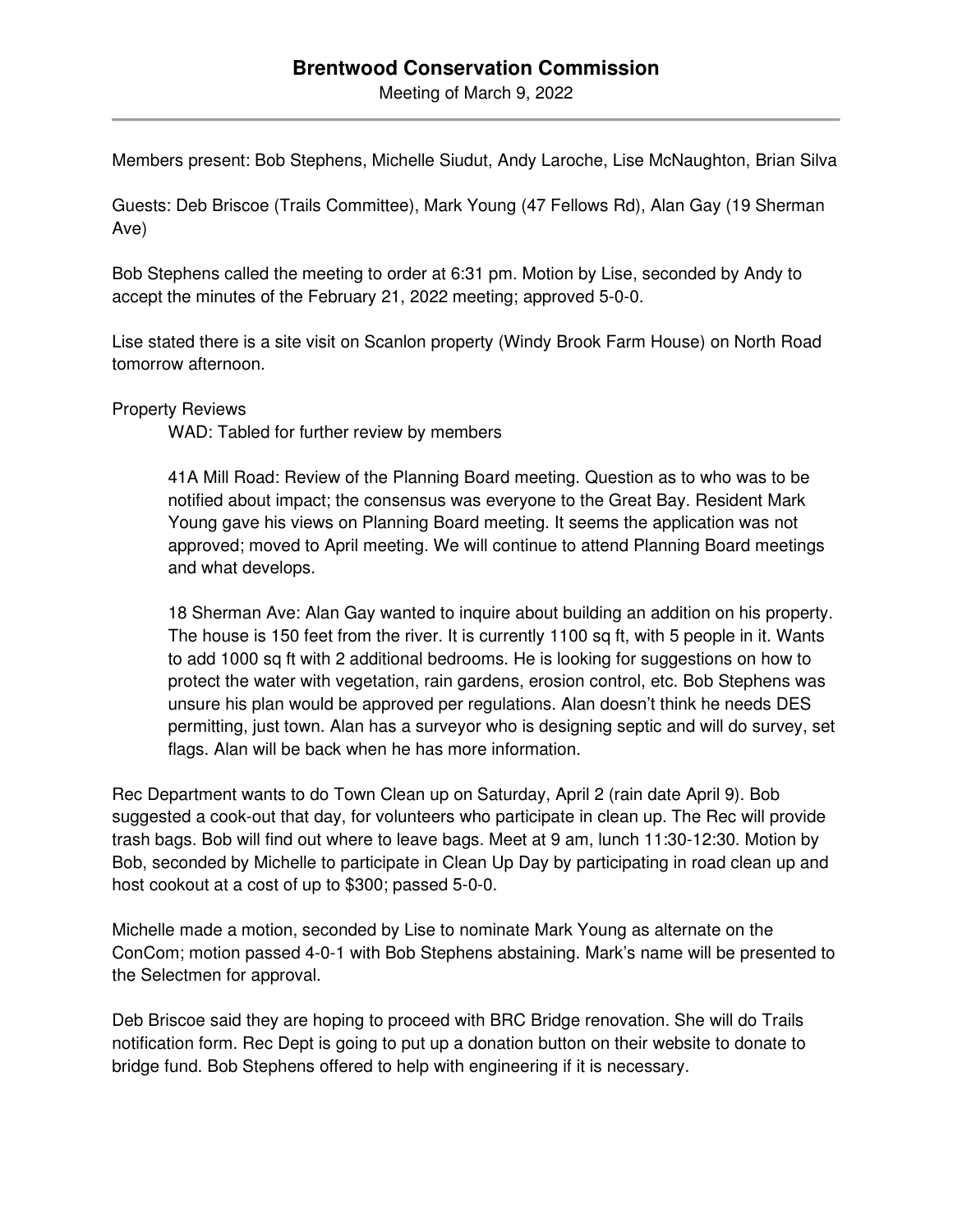# Brentwood Conservation Commission

Meeting of March 9, 2022

Members present: Bob Stephens, Michelle Siudut, Andy Laroche, Lise McNaughton, Brian Silva

Guests: Deb Briscoe (Trails Committee), Mark Young (47 Fellows Rd), Alan Gay (19 Sherman Ave)

Bob Stephens called the meeting to order at 6:31 pm. Motion by Lise, seconded by Andy to accept the minutes of the February 21, 2022 meeting; approved 5-0-0.

Lise stated there is a site visit on Scanlon property (Windy Brook Farm House) on North Road tomorrow afternoon.

Property Reviews

WAD: Tabled for further review by members

41A Mill Road: Review of the Planning Board meeting. Question as to who was to be notified about impact; the consensus was everyone to the Great Bay. Resident Mark Young gave his views on Planning Board meeting. It seems the application was not approved; moved to April meeting. We will continue to attend Planning Board meetings and what develops.

18 Sherman Ave: Alan Gay wanted to inquire about building an addition on his property. The house is 150 feet from the river. It is currently 1100 sq ft, with 5 people in it. Wants to add 1000 sq ft with 2 additional bedrooms. He is looking for suggestions on how to protect the water with vegetation, rain gardens, erosion control, etc. Bob Stephens was unsure his plan would be approved per regulations. Alan doesn't think he needs DES permitting, just town. Alan has a surveyor who is designing septic and will do survey, set flags. Alan will be back when he has more information.

Rec Department wants to do Town Clean up on Saturday, April 2 (rain date April 9). Bob suggested a cook-out that day, for volunteers who participate in clean up. The Rec will provide trash bags. Bob will find out where to leave bags. Meet at 9 am, lunch 11:30-12:30. Motion by Bob, seconded by Michelle to participate in Clean Up Day by participating in road clean up and host cookout at a cost of up to $300; passed 5-0-0.

Michelle made a motion, seconded by Lise to nominate Mark Young as alternate on the ConCom; motion passed 4-0-1 with Bob Stephens abstaining. Mark's name will be presented to the Selectmen for approval.

Deb Briscoe said they are hoping to proceed with BRC Bridge renovation. She will do Trails notification form. Rec Dept is going to put up a donation button on their website to donate to bridge fund. Bob Stephens offered to help with engineering if it is necessary.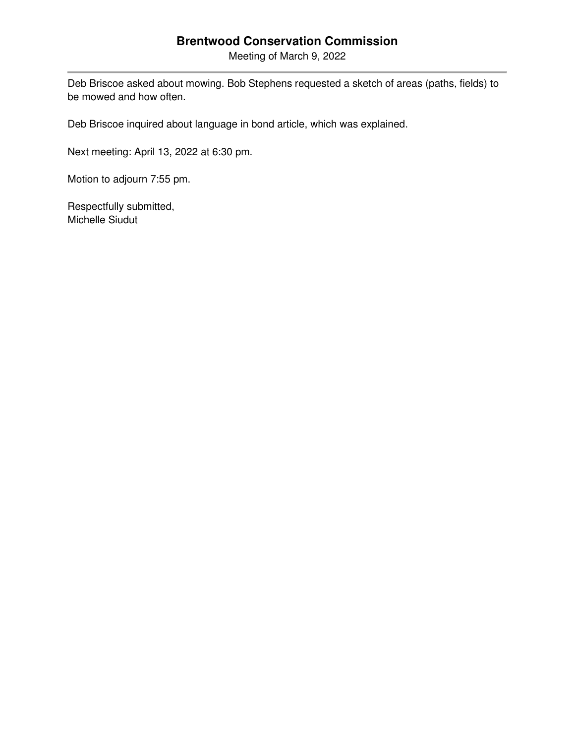Deb Briscoe asked about mowing. Bob Stephens requested a sketch of areas (paths, fields) to be mowed and how often.

Deb Briscoe inquired about language in bond article, which was explained.

Next meeting: April 13, 2022 at 6:30 pm.

Motion to adjourn 7:55 pm.

Respectfully submitted,
Michelle Siudut